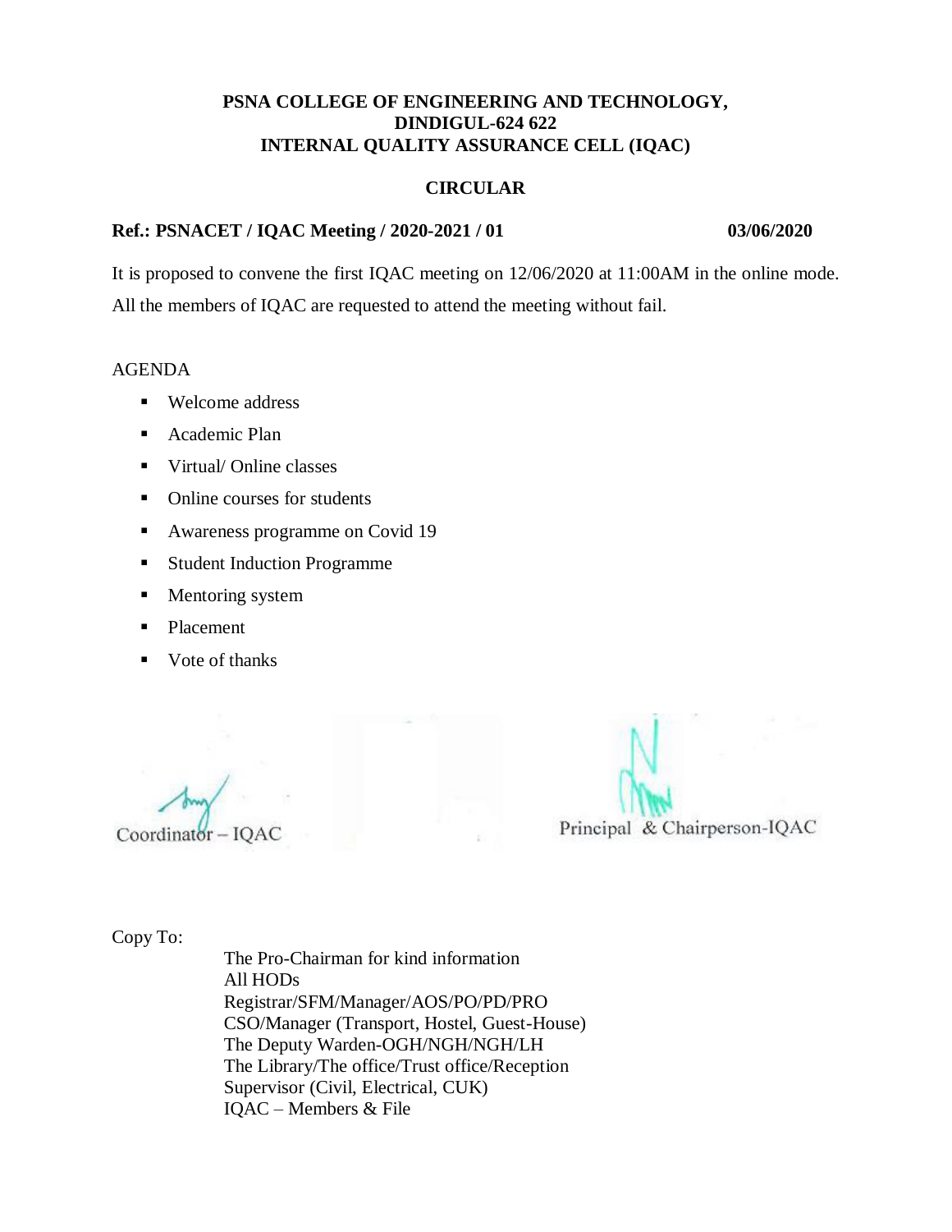**PSNA COLLEGE OF ENGINEERING AND TECHNOLOGY,**
**DINDIGUL-624 622**
**INTERNAL QUALITY ASSURANCE CELL (IQAC)**

**CIRCULAR**

**Ref.: PSNACET / IQAC Meeting / 2020-2021 / 01** **03/06/2020**

It is proposed to convene the first IQAC meeting on 12/06/2020 at 11:00AM in the online mode. All the members of IQAC are requested to attend the meeting without fail.

AGENDA

- Welcome address
- Academic Plan
- Virtual/ Online classes
- Online courses for students
- Awareness programme on Covid 19
- Student Induction Programme
- Mentoring system
- Placement
- Vote of thanks

Coordinator – IQAC

Principal & Chairperson-IQAC

Copy To:

The Pro-Chairman for kind information
All HODs
Registrar/SFM/Manager/AOS/PO/PD/PRO
CSO/Manager (Transport, Hostel, Guest-House)
The Deputy Warden-OGH/NGH/NGH/LH
The Library/The office/Trust office/Reception
Supervisor (Civil, Electrical, CUK)
IQAC – Members & File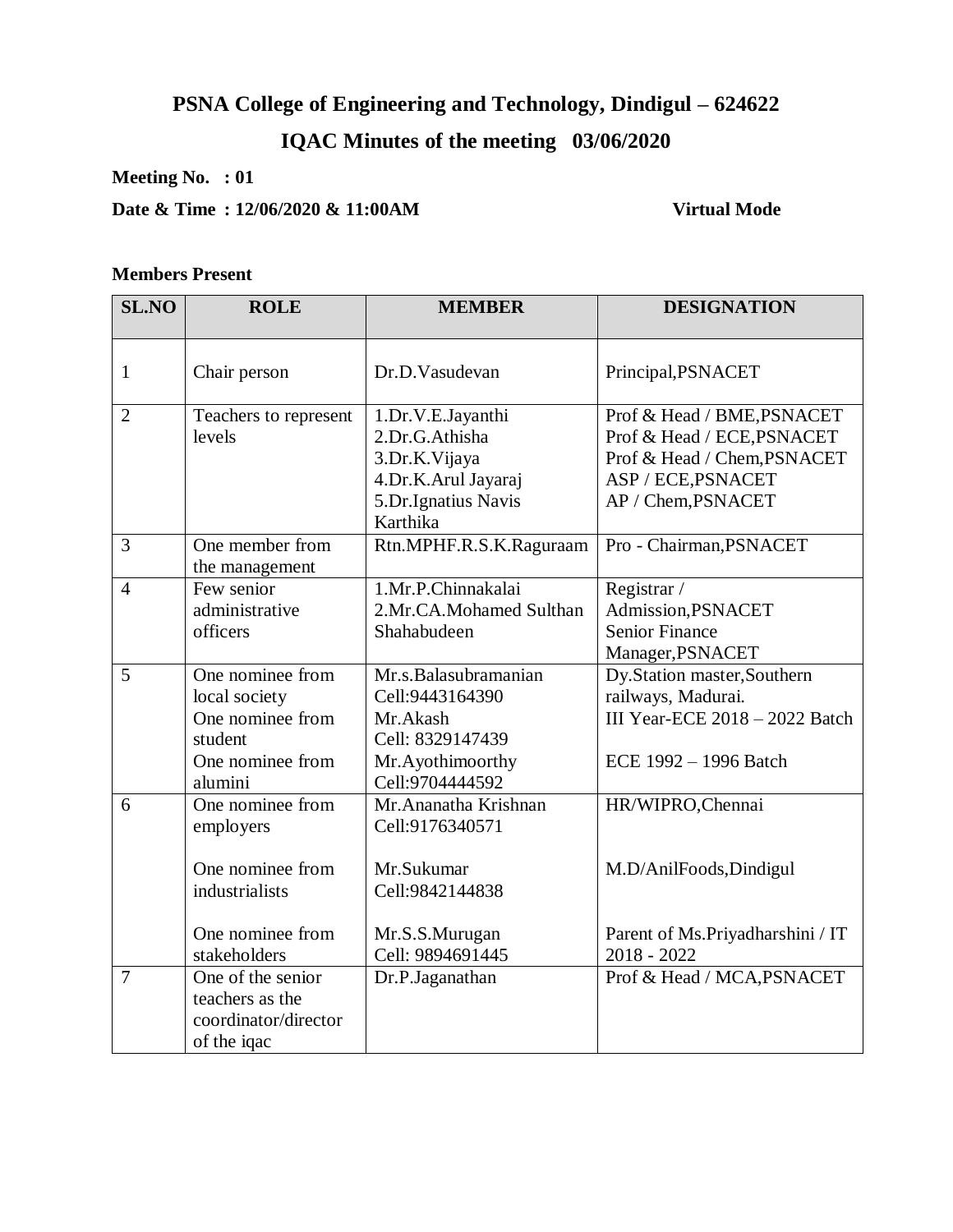# PSNA College of Engineering and Technology, Dindigul – 624622

## IQAC Minutes of the meeting 03/06/2020

**Meeting No. : 01**

**Date & Time : 12/06/2020 & 11:00AM** **Virtual Mode**

**Members Present**

| SL.NO | ROLE | MEMBER | DESIGNATION |
|---|---|---|---|
| 1 | Chair person | Dr.D.Vasudevan | Principal,PSNACET |
| 2 | Teachers to represent levels | 1.Dr.V.E.Jayanthi<br>2.Dr.G.Athisha<br>3.Dr.K.Vijaya<br>4.Dr.K.Arul Jayaraj<br>5.Dr.Ignatius Navis Karthika | Prof & Head / BME,PSNACET<br>Prof & Head / ECE,PSNACET<br>Prof & Head / Chem,PSNACET<br>ASP / ECE,PSNACET<br>AP / Chem,PSNACET |
| 3 | One member from the management | Rtn.MPHF.R.S.K.Raguraam | Pro - Chairman,PSNACET |
| 4 | Few senior administrative officers | 1.Mr.P.Chinnakalai<br>2.Mr.CA.Mohamed Sulthan Shahabudeen | Registrar / Admission,PSNACET<br>Senior Finance Manager,PSNACET |
| 5 | One nominee from local society<br>One nominee from student<br>One nominee from alumini | Mr.s.Balasubramanian Cell:9443164390<br>Mr.Akash Cell: 8329147439<br>Mr.Ayothimoorthy Cell:9704444592 | Dy.Station master,Southern railways, Madurai.<br>III Year-ECE 2018 – 2022 Batch<br>ECE 1992 – 1996 Batch |
| 6 | One nominee from employers<br>One nominee from industrialists<br>One nominee from stakeholders | Mr.Ananatha Krishnan Cell:9176340571<br>Mr.Sukumar Cell:9842144838<br>Mr.S.S.Murugan Cell: 9894691445 | HR/WIPRO,Chennai<br>M.D/AnilFoods,Dindigul<br>Parent of Ms.Priyadharshini / IT 2018 - 2022 |
| 7 | One of the senior teachers as the coordinator/director of the iqac | Dr.P.Jaganathan | Prof & Head / MCA,PSNACET |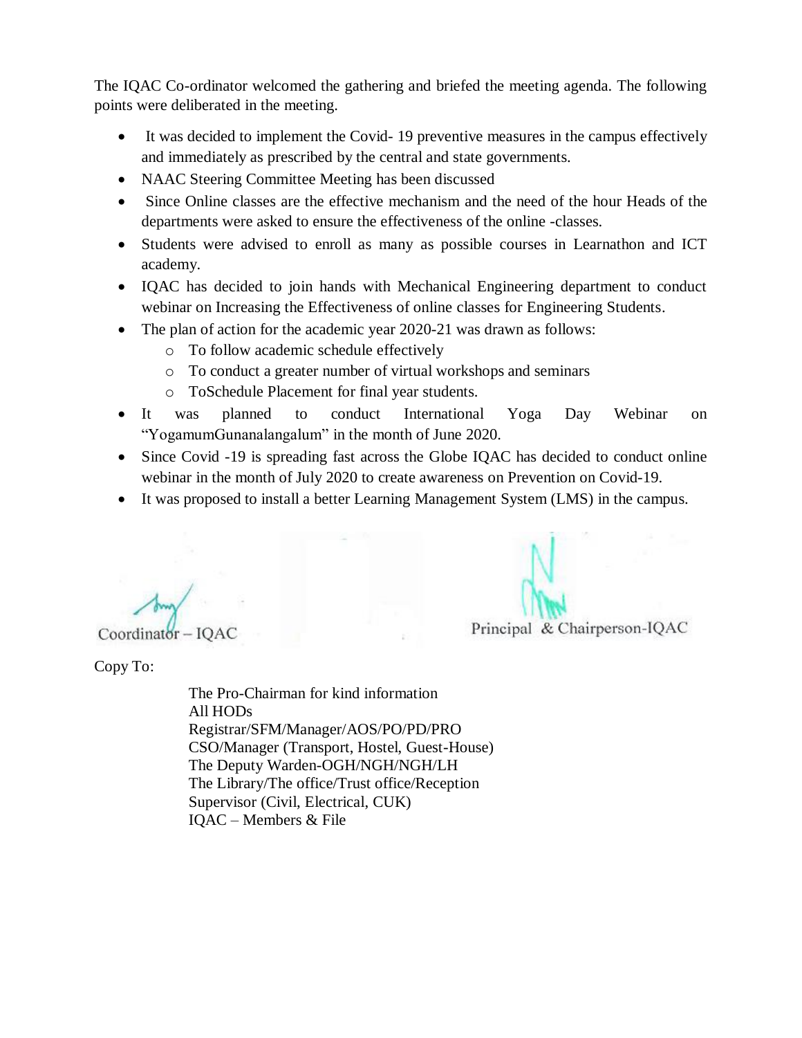The IQAC Co-ordinator welcomed the gathering and briefed the meeting agenda. The following points were deliberated in the meeting.

- It was decided to implement the Covid- 19 preventive measures in the campus effectively and immediately as prescribed by the central and state governments.
- NAAC Steering Committee Meeting has been discussed
- Since Online classes are the effective mechanism and the need of the hour Heads of the departments were asked to ensure the effectiveness of the online -classes.
- Students were advised to enroll as many as possible courses in Learnathon and ICT academy.
- IQAC has decided to join hands with Mechanical Engineering department to conduct webinar on Increasing the Effectiveness of online classes for Engineering Students.
- The plan of action for the academic year 2020-21 was drawn as follows:
    - To follow academic schedule effectively
    - To conduct a greater number of virtual workshops and seminars
    - ToSchedule Placement for final year students.
- It was planned to conduct International Yoga Day Webinar on "YogamumGunanalangalum" in the month of June 2020.
- Since Covid -19 is spreading fast across the Globe IQAC has decided to conduct online webinar in the month of July 2020 to create awareness on Prevention on Covid-19.
- It was proposed to install a better Learning Management System (LMS) in the campus.

Coordinator – IQAC

Principal & Chairperson-IQAC

Copy To:

The Pro-Chairman for kind information
All HODs
Registrar/SFM/Manager/AOS/PO/PD/PRO
CSO/Manager (Transport, Hostel, Guest-House)
The Deputy Warden-OGH/NGH/NGH/LH
The Library/The office/Trust office/Reception
Supervisor (Civil, Electrical, CUK)
IQAC – Members & File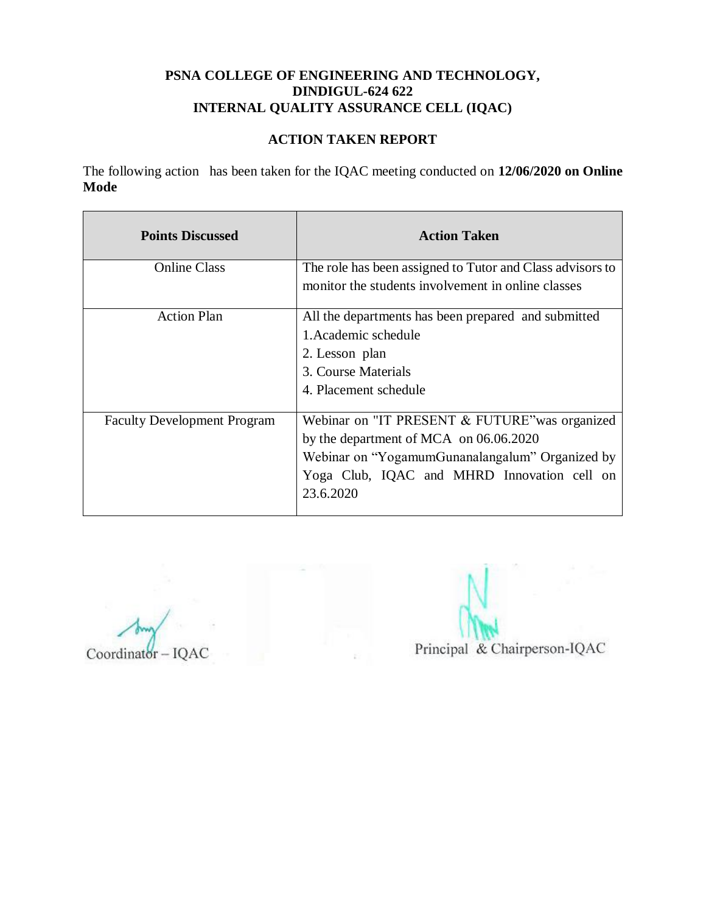**PSNA COLLEGE OF ENGINEERING AND TECHNOLOGY,**
**DINDIGUL-624 622**
**INTERNAL QUALITY ASSURANCE CELL (IQAC)**

## ACTION TAKEN REPORT

The following action has been taken for the IQAC meeting conducted on **12/06/2020 on Online Mode**

| Points Discussed | Action Taken |
|---|---|
| Online Class | The role has been assigned to Tutor and Class advisors to monitor the students involvement in online classes |
| Action Plan | All the departments has been prepared and submitted<br>1.Academic schedule<br>2. Lesson plan<br>3. Course Materials<br>4. Placement schedule |
| Faculty Development Program | Webinar on "IT PRESENT & FUTURE"was organized by the department of MCA on 06.06.2020<br>Webinar on "YogamumGunanalangalum" Organized by Yoga Club, IQAC and MHRD Innovation cell on 23.6.2020 |

Coordinator – IQAC

Principal & Chairperson-IQAC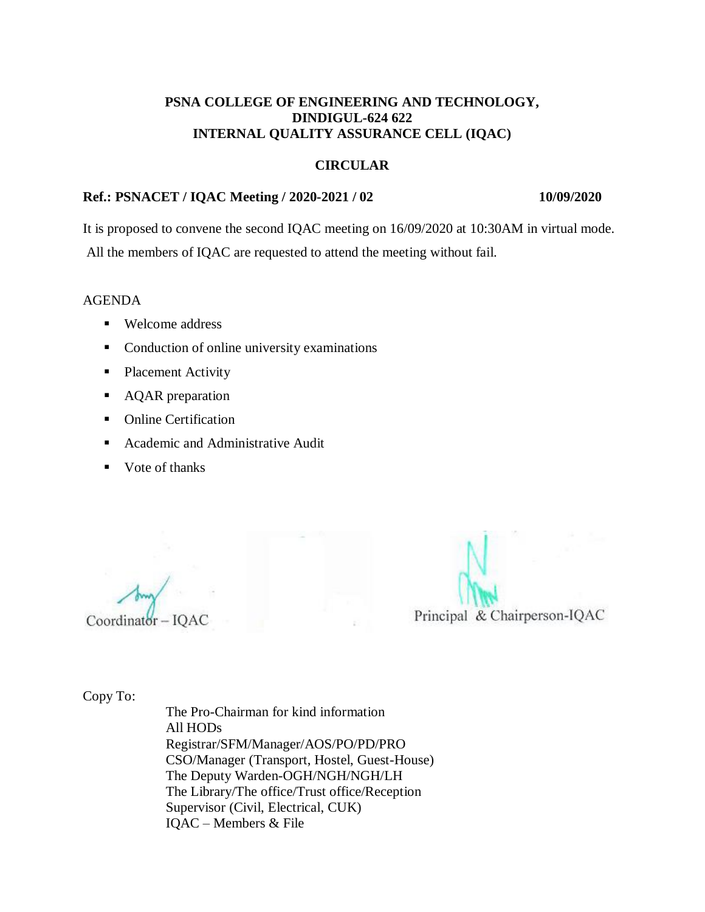**PSNA COLLEGE OF ENGINEERING AND TECHNOLOGY,**
**DINDIGUL-624 622**
**INTERNAL QUALITY ASSURANCE CELL (IQAC)**

**CIRCULAR**

**Ref.: PSNACET / IQAC Meeting / 2020-2021 / 02** **10/09/2020**

It is proposed to convene the second IQAC meeting on 16/09/2020 at 10:30AM in virtual mode. All the members of IQAC are requested to attend the meeting without fail.

AGENDA

- Welcome address
- Conduction of online university examinations
- Placement Activity
- AQAR preparation
- Online Certification
- Academic and Administrative Audit
- Vote of thanks

Coordinator – IQAC

Principal & Chairperson-IQAC

Copy To:

The Pro-Chairman for kind information
All HODs
Registrar/SFM/Manager/AOS/PO/PD/PRO
CSO/Manager (Transport, Hostel, Guest-House)
The Deputy Warden-OGH/NGH/NGH/LH
The Library/The office/Trust office/Reception
Supervisor (Civil, Electrical, CUK)
IQAC – Members & File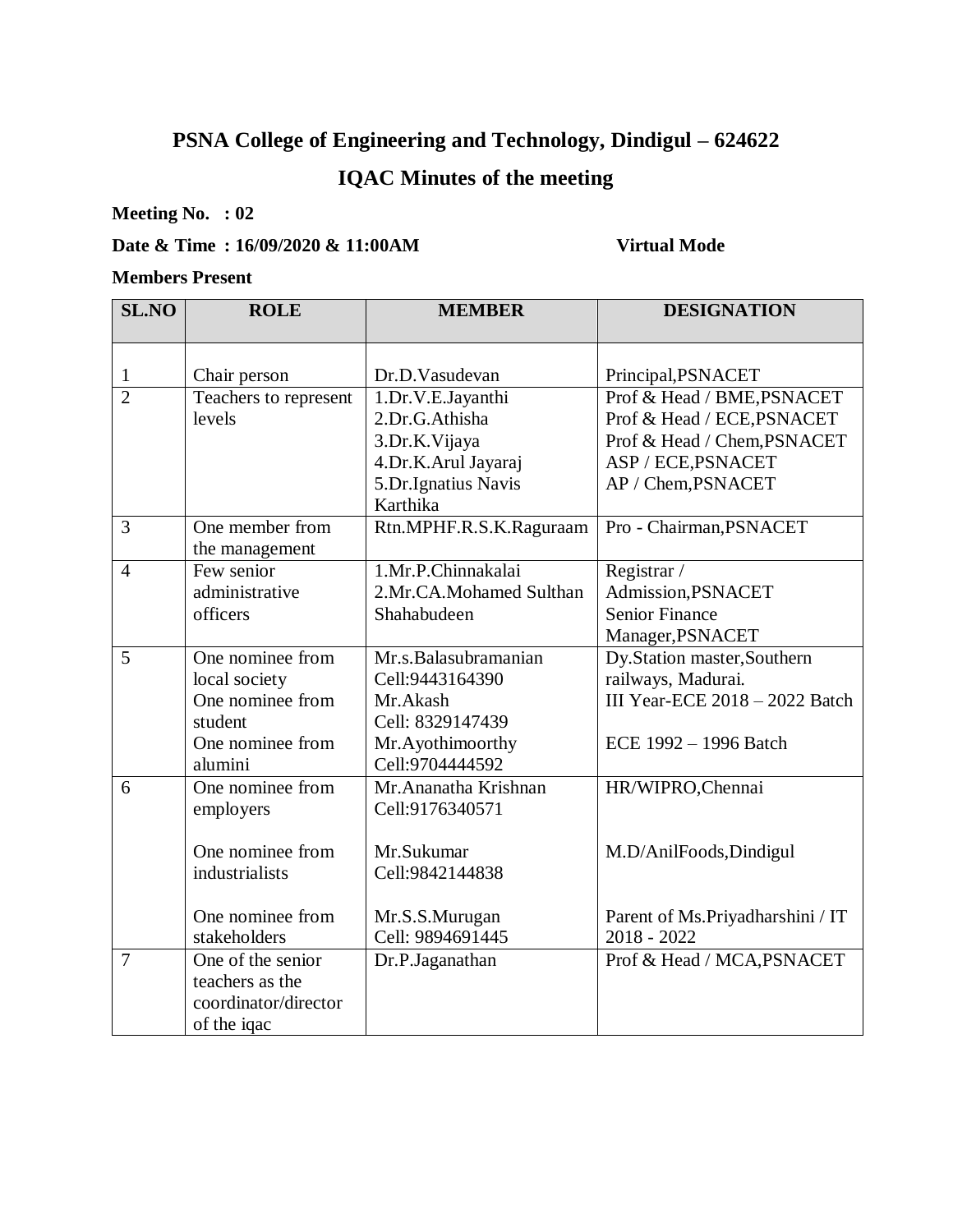## PSNA College of Engineering and Technology, Dindigul – 624622

## IQAC Minutes of the meeting

**Meeting No. : 02**

**Date & Time : 16/09/2020 & 11:00AM** **Virtual Mode**

**Members Present**

| SL.NO | ROLE | MEMBER | DESIGNATION |
|---|---|---|---|
| 1 | Chair person | Dr.D.Vasudevan | Principal,PSNACET |
| 2 | Teachers to represent levels | 1.Dr.V.E.Jayanthi<br>2.Dr.G.Athisha<br>3.Dr.K.Vijaya<br>4.Dr.K.Arul Jayaraj<br>5.Dr.Ignatius Navis Karthika | Prof & Head / BME,PSNACET<br>Prof & Head / ECE,PSNACET<br>Prof & Head / Chem,PSNACET<br>ASP / ECE,PSNACET<br>AP / Chem,PSNACET |
| 3 | One member from the management | Rtn.MPHF.R.S.K.Raguraam | Pro - Chairman,PSNACET |
| 4 | Few senior administrative officers | 1.Mr.P.Chinnakalai<br>2.Mr.CA.Mohamed Sulthan Shahabudeen | Registrar / Admission,PSNACET<br>Senior Finance Manager,PSNACET |
| 5 | One nominee from local society<br>One nominee from student<br>One nominee from alumini | Mr.s.Balasubramanian Cell:9443164390<br>Mr.Akash Cell: 8329147439<br>Mr.Ayothimoorthy Cell:9704444592 | Dy.Station master,Southern railways, Madurai.<br>III Year-ECE 2018 – 2022 Batch<br>ECE 1992 – 1996 Batch |
| 6 | One nominee from employers<br>One nominee from industrialists<br>One nominee from stakeholders | Mr.Ananatha Krishnan Cell:9176340571<br>Mr.Sukumar Cell:9842144838<br>Mr.S.S.Murugan Cell: 9894691445 | HR/WIPRO,Chennai<br>M.D/AnilFoods,Dindigul<br>Parent of Ms.Priyadharshini / IT 2018 - 2022 |
| 7 | One of the senior teachers as the coordinator/director of the iqac | Dr.P.Jaganathan | Prof & Head / MCA,PSNACET |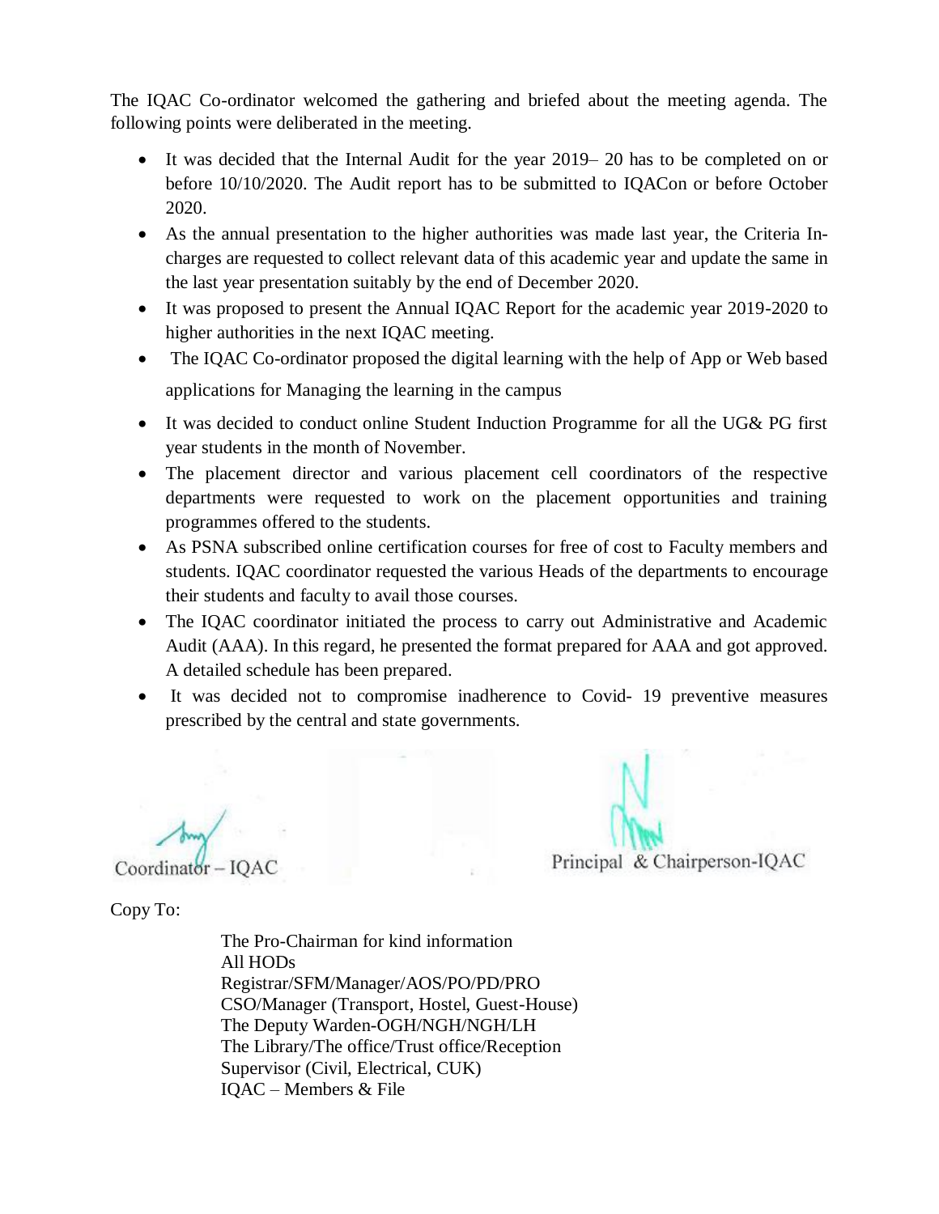The IQAC Co-ordinator welcomed the gathering and briefed about the meeting agenda. The following points were deliberated in the meeting.

- It was decided that the Internal Audit for the year 2019– 20 has to be completed on or before 10/10/2020. The Audit report has to be submitted to IQACon or before October 2020.
- As the annual presentation to the higher authorities was made last year, the Criteria In-charges are requested to collect relevant data of this academic year and update the same in the last year presentation suitably by the end of December 2020.
- It was proposed to present the Annual IQAC Report for the academic year 2019-2020 to higher authorities in the next IQAC meeting.
- The IQAC Co-ordinator proposed the digital learning with the help of App or Web based applications for Managing the learning in the campus
- It was decided to conduct online Student Induction Programme for all the UG& PG first year students in the month of November.
- The placement director and various placement cell coordinators of the respective departments were requested to work on the placement opportunities and training programmes offered to the students.
- As PSNA subscribed online certification courses for free of cost to Faculty members and students. IQAC coordinator requested the various Heads of the departments to encourage their students and faculty to avail those courses.
- The IQAC coordinator initiated the process to carry out Administrative and Academic Audit (AAA). In this regard, he presented the format prepared for AAA and got approved. A detailed schedule has been prepared.
- It was decided not to compromise inadherence to Covid- 19 preventive measures prescribed by the central and state governments.

Coordinator – IQAC

Principal & Chairperson-IQAC

Copy To:

The Pro-Chairman for kind information
All HODs
Registrar/SFM/Manager/AOS/PO/PD/PRO
CSO/Manager (Transport, Hostel, Guest-House)
The Deputy Warden-OGH/NGH/NGH/LH
The Library/The office/Trust office/Reception
Supervisor (Civil, Electrical, CUK)
IQAC – Members & File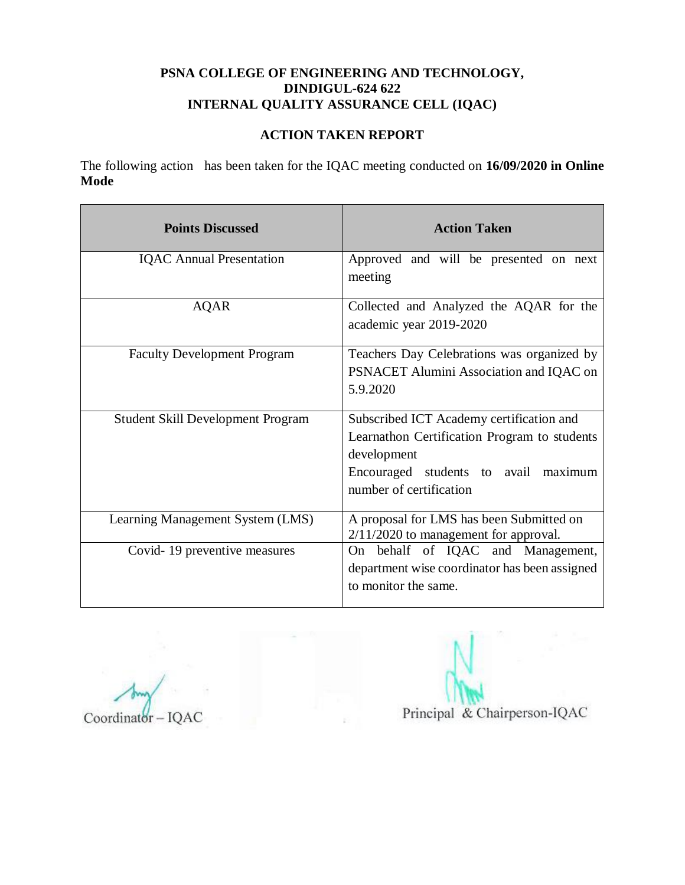**PSNA COLLEGE OF ENGINEERING AND TECHNOLOGY, DINDIGUL-624 622**
**INTERNAL QUALITY ASSURANCE CELL (IQAC)**

**ACTION TAKEN REPORT**

The following action has been taken for the IQAC meeting conducted on **16/09/2020 in Online Mode**

| Points Discussed | Action Taken |
|---|---|
| IQAC Annual Presentation | Approved and will be presented on next meeting |
| AQAR | Collected and Analyzed the AQAR for the academic year 2019-2020 |
| Faculty Development Program | Teachers Day Celebrations was organized by PSNACET Alumini Association and IQAC on 5.9.2020 |
| Student Skill Development Program | Subscribed ICT Academy certification and Learnathon Certification Program to students development<br>Encouraged students to avail maximum number of certification |
| Learning Management System (LMS) | A proposal for LMS has been Submitted on 2/11/2020 to management for approval. |
| Covid- 19 preventive measures | On behalf of IQAC and Management, department wise coordinator has been assigned to monitor the same. |

Coordinator – IQAC

Principal & Chairperson-IQAC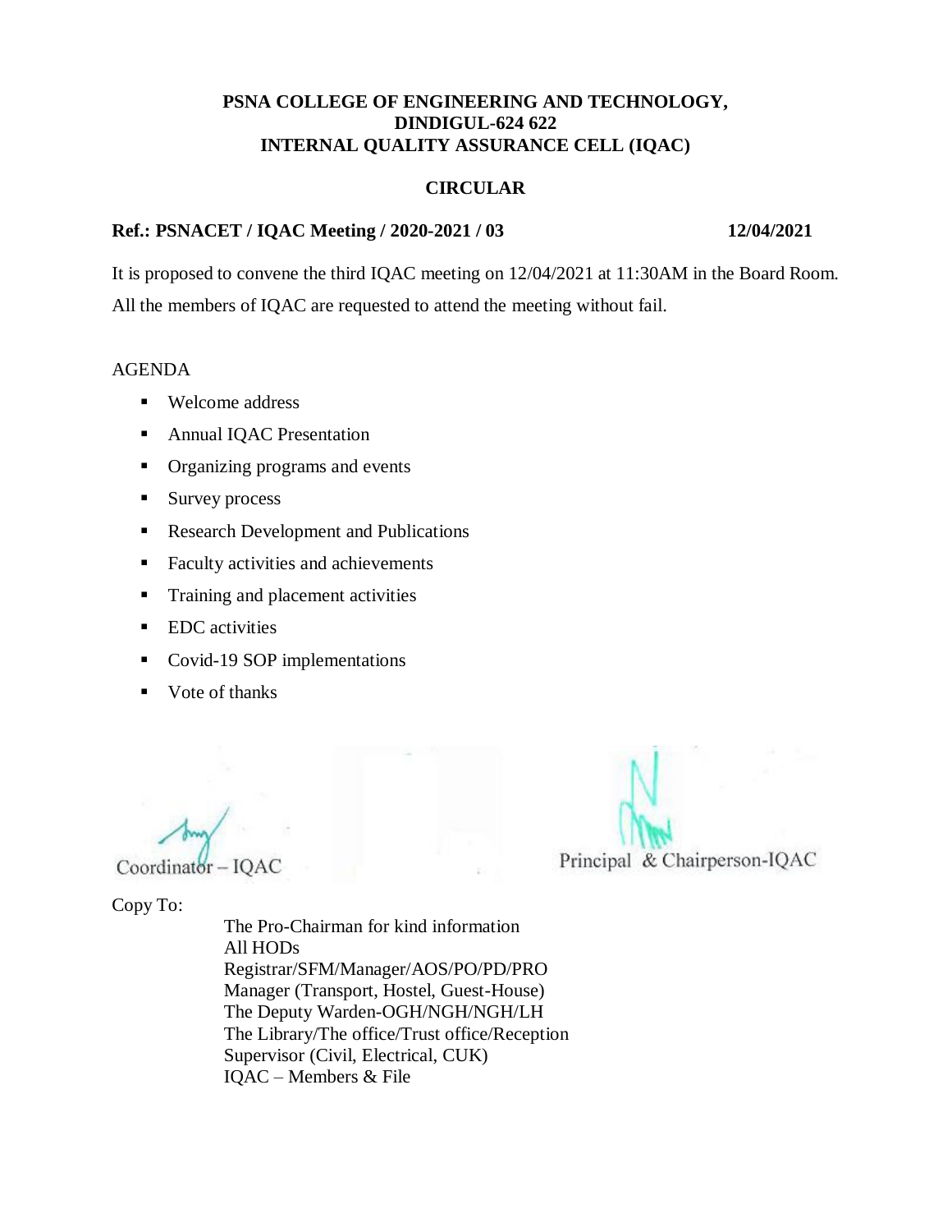**PSNA COLLEGE OF ENGINEERING AND TECHNOLOGY,**
**DINDIGUL-624 622**
**INTERNAL QUALITY ASSURANCE CELL (IQAC)**

**CIRCULAR**

**Ref.: PSNACET / IQAC Meeting / 2020-2021 / 03** **12/04/2021**

It is proposed to convene the third IQAC meeting on 12/04/2021 at 11:30AM in the Board Room. All the members of IQAC are requested to attend the meeting without fail.

AGENDA

- Welcome address
- Annual IQAC Presentation
- Organizing programs and events
- Survey process
- Research Development and Publications
- Faculty activities and achievements
- Training and placement activities
- EDC activities
- Covid-19 SOP implementations
- Vote of thanks

Coordinator – IQAC

Principal & Chairperson-IQAC

Copy To:

The Pro-Chairman for kind information
All HODs
Registrar/SFM/Manager/AOS/PO/PD/PRO
Manager (Transport, Hostel, Guest-House)
The Deputy Warden-OGH/NGH/NGH/LH
The Library/The office/Trust office/Reception
Supervisor (Civil, Electrical, CUK)
IQAC – Members & File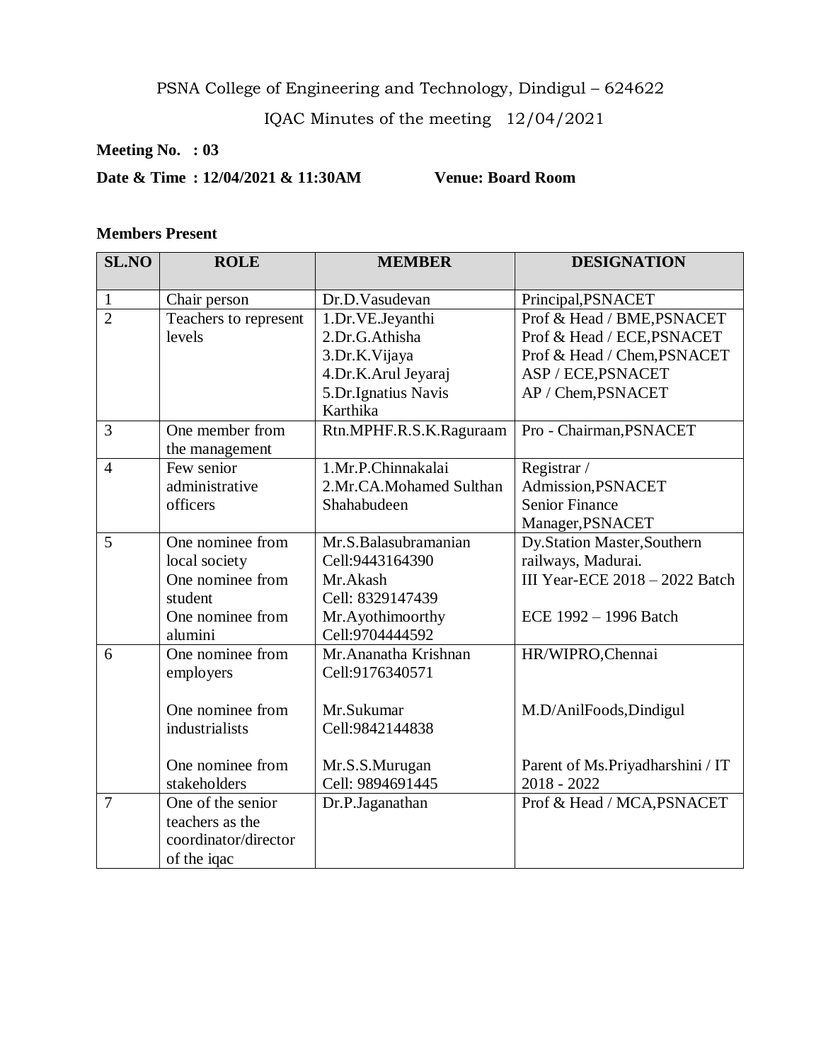PSNA College of Engineering and Technology, Dindigul – 624622

IQAC Minutes of the meeting 12/04/2021

**Meeting No. : 03**

**Date & Time : 12/04/2021 & 11:30AM Venue: Board Room**

**Members Present**

| SL.NO | ROLE | MEMBER | DESIGNATION |
|---|---|---|---|
| 1 | Chair person | Dr.D.Vasudevan | Principal,PSNACET |
| 2 | Teachers to represent levels | 1.Dr.VE.Jeyanthi<br>2.Dr.G.Athisha<br>3.Dr.K.Vijaya<br>4.Dr.K.Arul Jeyaraj<br>5.Dr.Ignatius Navis Karthika | Prof & Head / BME,PSNACET<br>Prof & Head / ECE,PSNACET<br>Prof & Head / Chem,PSNACET<br>ASP / ECE,PSNACET<br>AP / Chem,PSNACET |
| 3 | One member from the management | Rtn.MPHF.R.S.K.Raguraam | Pro - Chairman,PSNACET |
| 4 | Few senior administrative officers | 1.Mr.P.Chinnakalai<br>2.Mr.CA.Mohamed Sulthan Shahabudeen | Registrar / Admission,PSNACET<br>Senior Finance Manager,PSNACET |
| 5 | One nominee from local society<br>One nominee from student<br>One nominee from alumini | Mr.S.Balasubramanian Cell:9443164390<br>Mr.Akash Cell: 8329147439<br>Mr.Ayothimoorthy Cell:9704444592 | Dy.Station Master,Southern railways, Madurai.<br>III Year-ECE 2018 – 2022 Batch<br>ECE 1992 – 1996 Batch |
| 6 | One nominee from employers<br>One nominee from industrialists<br>One nominee from stakeholders | Mr.Ananatha Krishnan Cell:9176340571<br>Mr.Sukumar Cell:9842144838<br>Mr.S.S.Murugan Cell: 9894691445 | HR/WIPRO,Chennai<br>M.D/AnilFoods,Dindigul<br>Parent of Ms.Priyadharshini / IT 2018 - 2022 |
| 7 | One of the senior teachers as the coordinator/director of the iqac | Dr.P.Jaganathan | Prof & Head / MCA,PSNACET |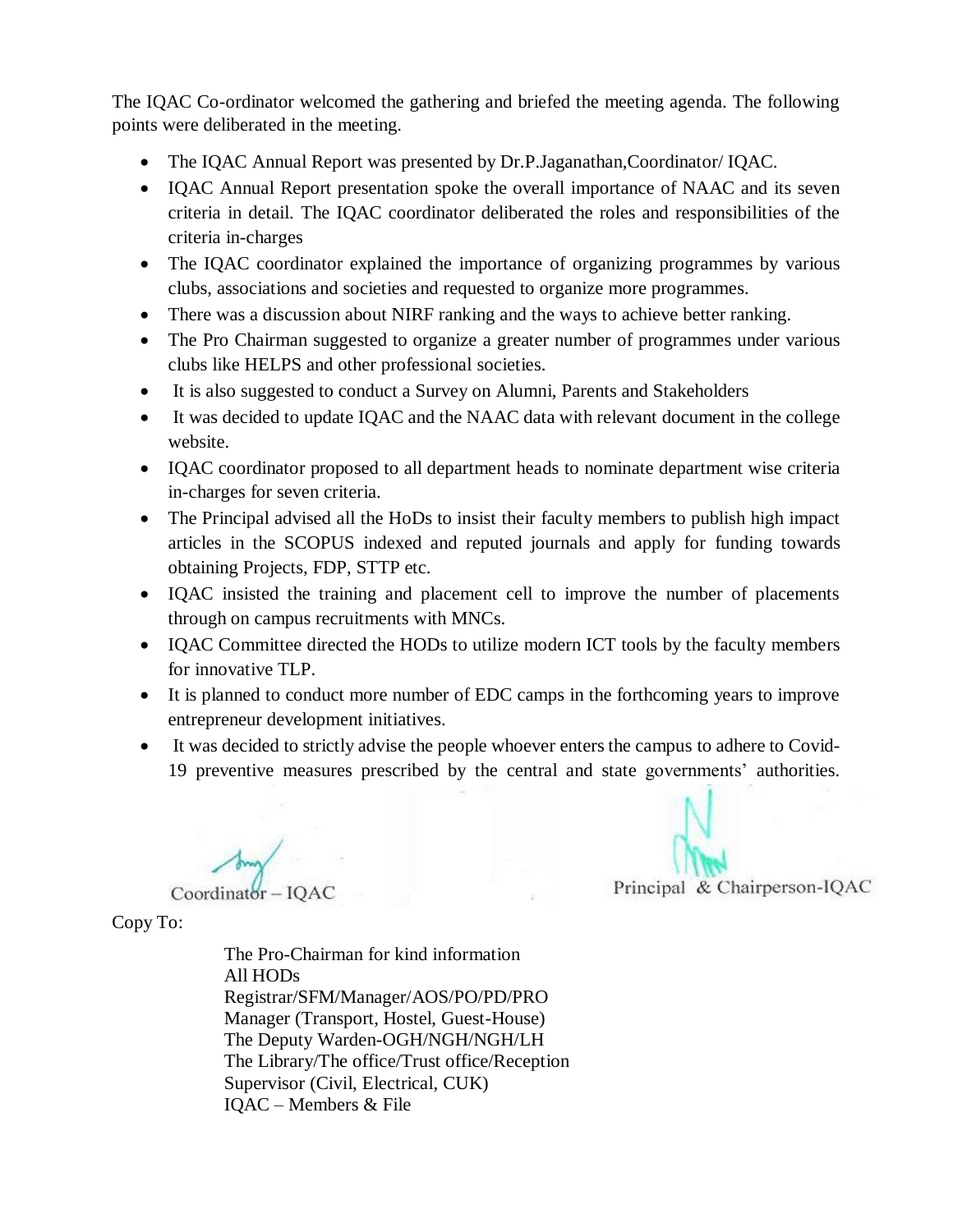The IQAC Co-ordinator welcomed the gathering and briefed the meeting agenda. The following points were deliberated in the meeting.

- The IQAC Annual Report was presented by Dr.P.Jaganathan,Coordinator/ IQAC.
- IQAC Annual Report presentation spoke the overall importance of NAAC and its seven criteria in detail. The IQAC coordinator deliberated the roles and responsibilities of the criteria in-charges
- The IQAC coordinator explained the importance of organizing programmes by various clubs, associations and societies and requested to organize more programmes.
- There was a discussion about NIRF ranking and the ways to achieve better ranking.
- The Pro Chairman suggested to organize a greater number of programmes under various clubs like HELPS and other professional societies.
- It is also suggested to conduct a Survey on Alumni, Parents and Stakeholders
- It was decided to update IQAC and the NAAC data with relevant document in the college website.
- IQAC coordinator proposed to all department heads to nominate department wise criteria in-charges for seven criteria.
- The Principal advised all the HoDs to insist their faculty members to publish high impact articles in the SCOPUS indexed and reputed journals and apply for funding towards obtaining Projects, FDP, STTP etc.
- IQAC insisted the training and placement cell to improve the number of placements through on campus recruitments with MNCs.
- IQAC Committee directed the HODs to utilize modern ICT tools by the faculty members for innovative TLP.
- It is planned to conduct more number of EDC camps in the forthcoming years to improve entrepreneur development initiatives.
- It was decided to strictly advise the people whoever enters the campus to adhere to Covid-19 preventive measures prescribed by the central and state governments' authorities.

Coordinator – IQAC

Principal & Chairperson-IQAC

Copy To:

The Pro-Chairman for kind information
All HODs
Registrar/SFM/Manager/AOS/PO/PD/PRO
Manager (Transport, Hostel, Guest-House)
The Deputy Warden-OGH/NGH/NGH/LH
The Library/The office/Trust office/Reception
Supervisor (Civil, Electrical, CUK)
IQAC – Members & File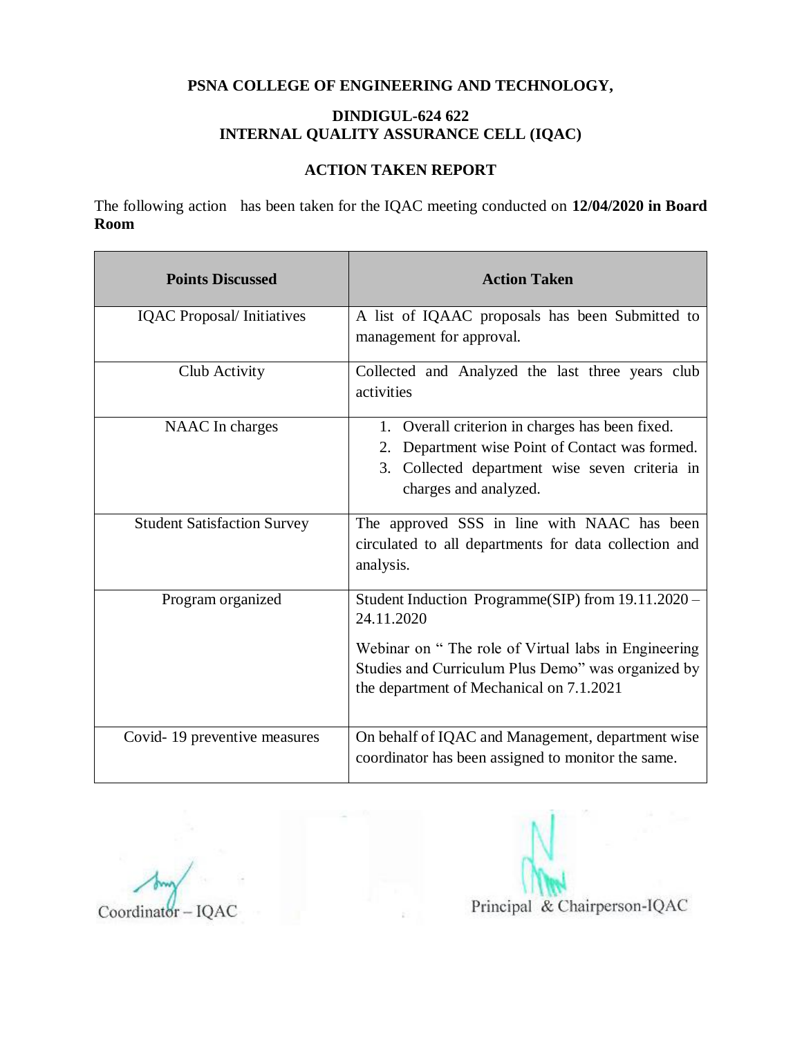**PSNA COLLEGE OF ENGINEERING AND TECHNOLOGY,**

**DINDIGUL-624 622**
**INTERNAL QUALITY ASSURANCE CELL (IQAC)**

**ACTION TAKEN REPORT**

The following action has been taken for the IQAC meeting conducted on **12/04/2020 in Board Room**

| Points Discussed | Action Taken |
|---|---|
| IQAC Proposal/ Initiatives | A list of IQAAC proposals has been Submitted to management for approval. |
| Club Activity | Collected and Analyzed the last three years club activities |
| NAAC In charges | 1. Overall criterion in charges has been fixed.<br>2. Department wise Point of Contact was formed.<br>3. Collected department wise seven criteria in charges and analyzed. |
| Student Satisfaction Survey | The approved SSS in line with NAAC has been circulated to all departments for data collection and analysis. |
| Program organized | Student Induction Programme(SIP) from 19.11.2020 – 24.11.2020<br><br>Webinar on " The role of Virtual labs in Engineering Studies and Curriculum Plus Demo" was organized by the department of Mechanical on 7.1.2021 |
| Covid- 19 preventive measures | On behalf of IQAC and Management, department wise coordinator has been assigned to monitor the same. |

Coordinator – IQAC

Principal & Chairperson-IQAC